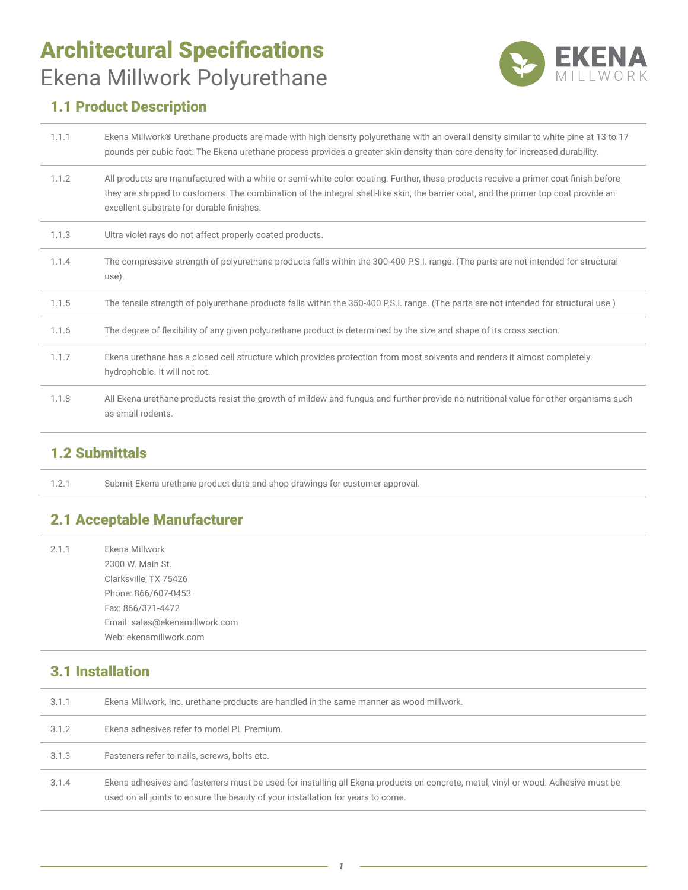# Architectural Specifications

Ekena Millwork Polyurethane

## 1.1 Product Description

| | |
|---|---|
| 1.1.1 | Ekena Millwork® Urethane products are made with high density polyurethane with an overall density similar to white pine at 13 to 17 pounds per cubic foot. The Ekena urethane process provides a greater skin density than core density for increased durability. |
| 1.1.2 | All products are manufactured with a white or semi-white color coating. Further, these products receive a primer coat finish before they are shipped to customers. The combination of the integral shell-like skin, the barrier coat, and the primer top coat provide an excellent substrate for durable finishes. |
| 1.1.3 | Ultra violet rays do not affect properly coated products. |
| 1.1.4 | The compressive strength of polyurethane products falls within the 300-400 P.S.I. range. (The parts are not intended for structural use). |
| 1.1.5 | The tensile strength of polyurethane products falls within the 350-400 P.S.I. range. (The parts are not intended for structural use.) |
| 1.1.6 | The degree of flexibility of any given polyurethane product is determined by the size and shape of its cross section. |
| 1.1.7 | Ekena urethane has a closed cell structure which provides protection from most solvents and renders it almost completely hydrophobic. It will not rot. |
| 1.1.8 | All Ekena urethane products resist the growth of mildew and fungus and further provide no nutritional value for other organisms such as small rodents. |

## 1.2 Submittals

| | |
|---|---|
| 1.2.1 | Submit Ekena urethane product data and shop drawings for customer approval. |

## 2.1 Acceptable Manufacturer

2.1.1

Ekena Millwork
2300 W. Main St.
Clarksville, TX 75426
Phone: 866/607-0453
Fax: 866/371-4472
Email: sales@ekenamillwork.com
Web: ekenamillwork.com

## 3.1 Installation

| | |
|---|---|
| 3.1.1 | Ekena Millwork, Inc. urethane products are handled in the same manner as wood millwork. |
| 3.1.2 | Ekena adhesives refer to model PL Premium. |
| 3.1.3 | Fasteners refer to nails, screws, bolts etc. |
| 3.1.4 | Ekena adhesives and fasteners must be used for installing all Ekena products on concrete, metal, vinyl or wood. Adhesive must be used on all joints to ensure the beauty of your installation for years to come. |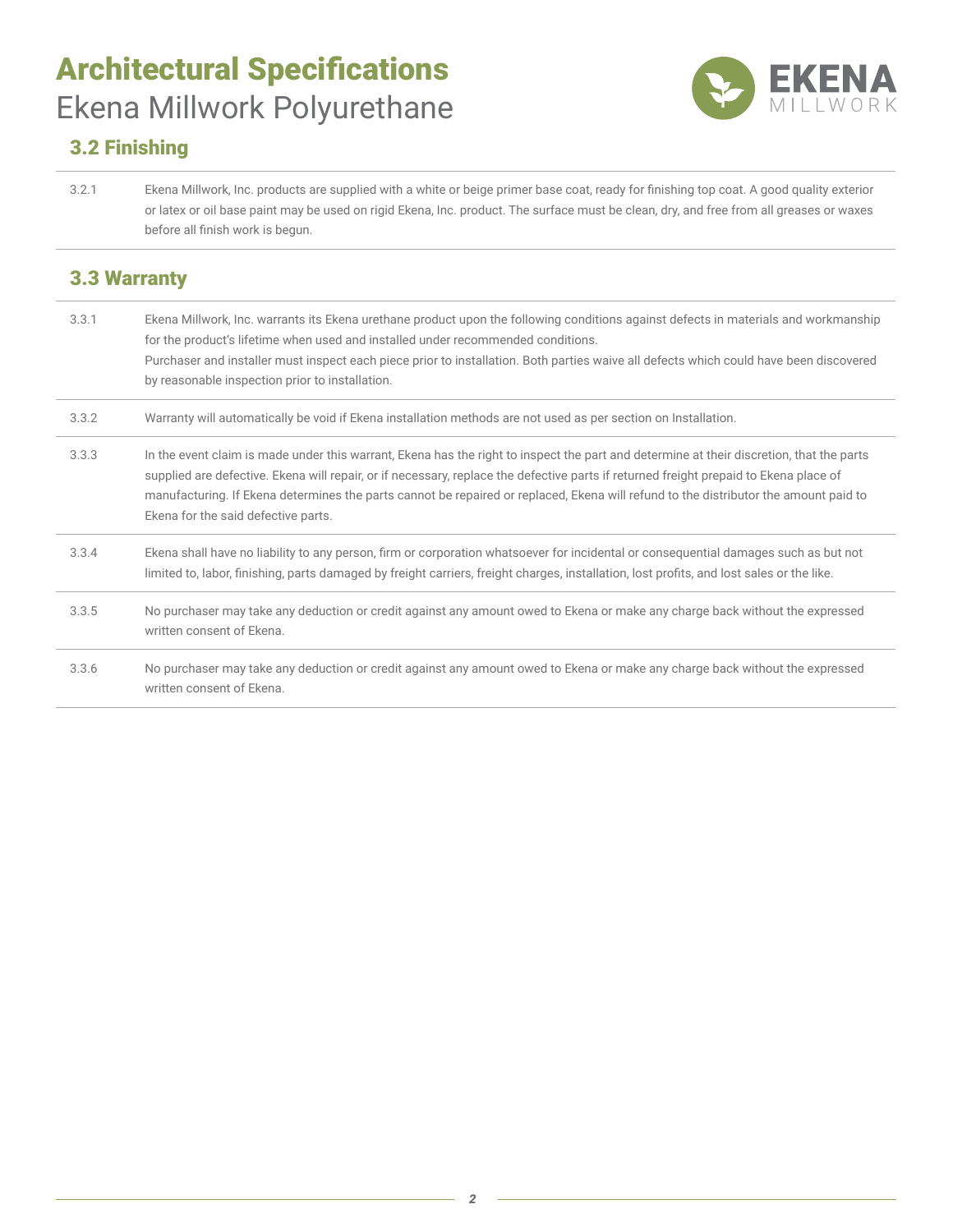# Architectural Specifications

Ekena Millwork Polyurethane

## 3.2 Finishing

| | |
|---|---|
| 3.2.1 | Ekena Millwork, Inc. products are supplied with a white or beige primer base coat, ready for finishing top coat. A good quality exterior or latex or oil base paint may be used on rigid Ekena, Inc. product. The surface must be clean, dry, and free from all greases or waxes before all finish work is begun. |

## 3.3 Warranty

| | |
|---|---|
| 3.3.1 | Ekena Millwork, Inc. warrants its Ekena urethane product upon the following conditions against defects in materials and workmanship for the product's lifetime when used and installed under recommended conditions.<br>Purchaser and installer must inspect each piece prior to installation. Both parties waive all defects which could have been discovered by reasonable inspection prior to installation. |
| 3.3.2 | Warranty will automatically be void if Ekena installation methods are not used as per section on Installation. |
| 3.3.3 | In the event claim is made under this warrant, Ekena has the right to inspect the part and determine at their discretion, that the parts supplied are defective. Ekena will repair, or if necessary, replace the defective parts if returned freight prepaid to Ekena place of manufacturing. If Ekena determines the parts cannot be repaired or replaced, Ekena will refund to the distributor the amount paid to Ekena for the said defective parts. |
| 3.3.4 | Ekena shall have no liability to any person, firm or corporation whatsoever for incidental or consequential damages such as but not limited to, labor, finishing, parts damaged by freight carriers, freight charges, installation, lost profits, and lost sales or the like. |
| 3.3.5 | No purchaser may take any deduction or credit against any amount owed to Ekena or make any charge back without the expressed written consent of Ekena. |
| 3.3.6 | No purchaser may take any deduction or credit against any amount owed to Ekena or make any charge back without the expressed written consent of Ekena. |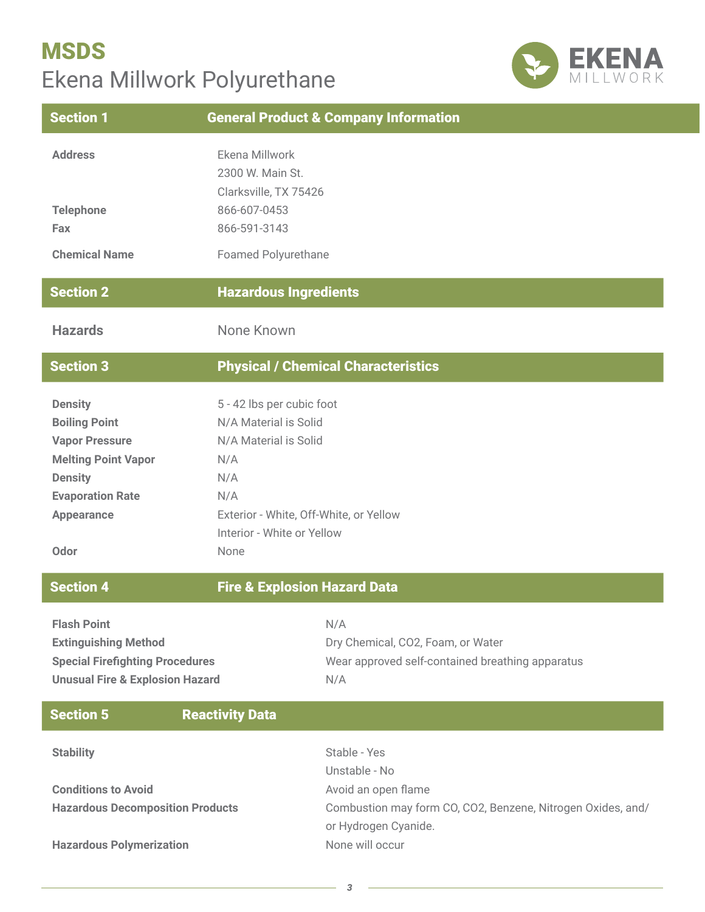# MSDS

## Ekena Millwork Polyurethane

EKENA MILLWORK

| Section 1 | General Product & Company Information |
|---|---|
| **Address** | Ekena Millwork<br>2300 W. Main St.<br>Clarksville, TX 75426 |
| **Telephone** | 866-607-0453 |
| **Fax** | 866-591-3143 |
| **Chemical Name** | Foamed Polyurethane |

| Section 2 | Hazardous Ingredients |
|---|---|
| **Hazards** | None Known |

| Section 3 | Physical / Chemical Characteristics |
|---|---|
| **Density** | 5 - 42 lbs per cubic foot |
| **Boiling Point** | N/A Material is Solid |
| **Vapor Pressure** | N/A Material is Solid |
| **Melting Point Vapor** | N/A |
| **Density** | N/A |
| **Evaporation Rate** | N/A |
| **Appearance** | Exterior - White, Off-White, or Yellow<br>Interior - White or Yellow |
| **Odor** | None |

| Section 4 | Fire & Explosion Hazard Data |
|---|---|
| **Flash Point** | N/A |
| **Extinguishing Method** | Dry Chemical, $CO_2$, Foam, or Water |
| **Special Firefighting Procedures** | Wear approved self-contained breathing apparatus |
| **Unusual Fire & Explosion Hazard** | N/A |

| Section 5 | Reactivity Data |
|---|---|
| **Stability** | Stable - Yes<br>Unstable - No |
| **Conditions to Avoid** | Avoid an open flame |
| **Hazardous Decomposition Products** | Combustion may form CO, $CO_2$, Benzene, Nitrogen Oxides, and/or Hydrogen Cyanide. |
| **Hazardous Polymerization** | None will occur |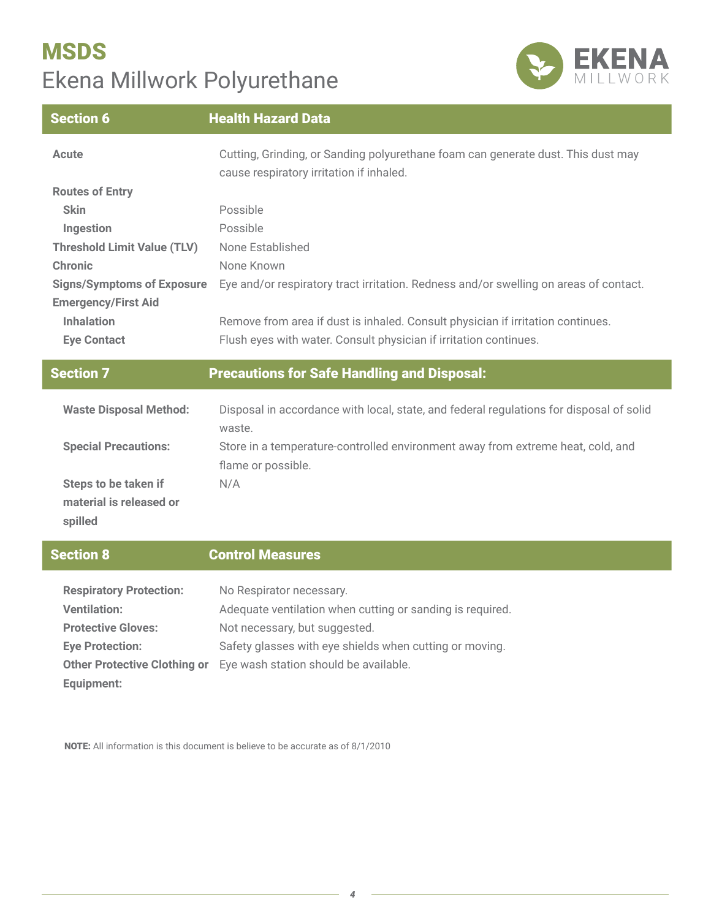# MSDS

## Ekena Millwork Polyurethane

| Section 6 | Health Hazard Data |
|---|---|
| **Acute** | Cutting, Grinding, or Sanding polyurethane foam can generate dust. This dust may cause respiratory irritation if inhaled. |
| **Routes of Entry** | |
| **Skin** | Possible |
| **Ingestion** | Possible |
| **Threshold Limit Value (TLV)** | None Established |
| **Chronic** | None Known |
| **Signs/Symptoms of Exposure** | Eye and/or respiratory tract irritation. Redness and/or swelling on areas of contact. |
| **Emergency/First Aid** | |
| **Inhalation** | Remove from area if dust is inhaled. Consult physician if irritation continues. |
| **Eye Contact** | Flush eyes with water. Consult physician if irritation continues. |

| Section 7 | Precautions for Safe Handling and Disposal: |
|---|---|
| **Waste Disposal Method:** | Disposal in accordance with local, state, and federal regulations for disposal of solid waste. |
| **Special Precautions:** | Store in a temperature-controlled environment away from extreme heat, cold, and flame or possible. |
| **Steps to be taken if material is released or spilled** | N/A |

| Section 8 | Control Measures |
|---|---|
| **Respiratory Protection:** | No Respirator necessary. |
| **Ventilation:** | Adequate ventilation when cutting or sanding is required. |
| **Protective Gloves:** | Not necessary, but suggested. |
| **Eye Protection:** | Safety glasses with eye shields when cutting or moving. |
| **Other Protective Clothing or Equipment:** | Eye wash station should be available. |

**NOTE:** All information is this document is believe to be accurate as of 8/1/2010